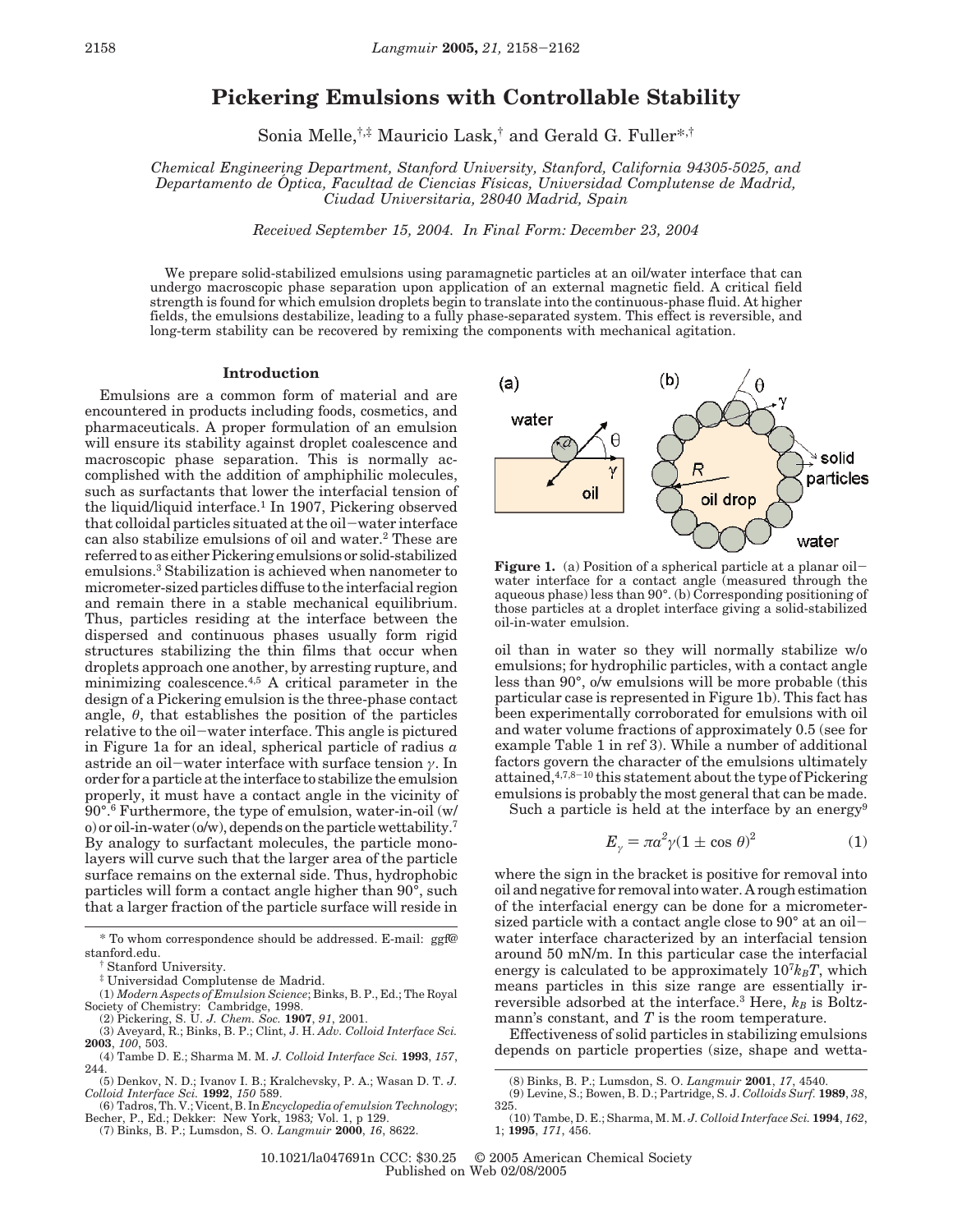# Pickering Emulsions with Controllable Stability

Sonia Melle,[†,‡] Mauricio Lask,[†] and Gerald G. Fuller*[,†]

*Chemical Engineering Department, Stanford University, Stanford, California 94305-5025, and Departamento de Óptica, Facultad de Ciencias Físicas, Universidad Complutense de Madrid, Ciudad Universitaria, 28040 Madrid, Spain*

*Received September 15, 2004. In Final Form: December 23, 2004*

We prepare solid-stabilized emulsions using paramagnetic particles at an oil/water interface that can undergo macroscopic phase separation upon application of an external magnetic field. A critical field strength is found for which emulsion droplets begin to translate into the continuous-phase fluid. At higher fields, the emulsions destabilize, leading to a fully phase-separated system. This effect is reversible, and long-term stability can be recovered by remixing the components with mechanical agitation.

## Introduction

Emulsions are a common form of material and are encountered in products including foods, cosmetics, and pharmaceuticals. A proper formulation of an emulsion will ensure its stability against droplet coalescence and macroscopic phase separation. This is normally accomplished with the addition of amphiphilic molecules, such as surfactants that lower the interfacial tension of the liquid/liquid interface.[1] In 1907, Pickering observed that colloidal particles situated at the oil–water interface can also stabilize emulsions of oil and water.[2] These are referred to as either Pickering emulsions or solid-stabilized emulsions.[3] Stabilization is achieved when nanometer to micrometer-sized particles diffuse to the interfacial region and remain there in a stable mechanical equilibrium. Thus, particles residing at the interface between the dispersed and continuous phases usually form rigid structures stabilizing the thin films that occur when droplets approach one another, by arresting rupture, and minimizing coalescence.[4,5] A critical parameter in the design of a Pickering emulsion is the three-phase contact angle, $\theta$, that establishes the position of the particles relative to the oil–water interface. This angle is pictured in Figure 1a for an ideal, spherical particle of radius $a$ astride an oil–water interface with surface tension $\gamma$. In order for a particle at the interface to stabilize the emulsion properly, it must have a contact angle in the vicinity of 90°.[6] Furthermore, the type of emulsion, water-in-oil (w/o) or oil-in-water (o/w), depends on the particle wettability.[7] By analogy to surfactant molecules, the particle monolayers will curve such that the larger area of the particle surface remains on the external side. Thus, hydrophobic particles will form a contact angle higher than 90°, such that a larger fraction of the particle surface will reside in oil than in water so they will normally stabilize w/o emulsions; for hydrophilic particles, with a contact angle less than 90°, o/w emulsions will be more probable (this particular case is represented in Figure 1b). This fact has been experimentally corroborated for emulsions with oil and water volume fractions of approximately 0.5 (see for example Table 1 in ref 3). While a number of additional factors govern the character of the emulsions ultimately attained,[4,7,8–10] this statement about the type of Pickering emulsions is probably the most general that can be made.

**Figure 1.** (a) Position of a spherical particle at a planar oil–water interface for a contact angle (measured through the aqueous phase) less than 90°. (b) Corresponding positioning of those particles at a droplet interface giving a solid-stabilized oil-in-water emulsion.

Such a particle is held at the interface by an energy[9]

$$E_{\gamma} = \pi a^2 \gamma (1 \pm \cos\theta)^2 \qquad (1)$$

where the sign in the bracket is positive for removal into oil and negative for removal into water. A rough estimation of the interfacial energy can be done for a micrometer-sized particle with a contact angle close to 90° at an oil–water interface characterized by an interfacial tension around 50 mN/m. In this particular case the interfacial energy is calculated to be approximately $10^7 k_B T$, which means particles in this size range are essentially irreversible adsorbed at the interface.[3] Here, $k_B$ is Boltzmann's constant, and $T$ is the room temperature.

Effectiveness of solid particles in stabilizing emulsions depends on particle properties (size, shape and wetta-

---

\* To whom correspondence should be addressed. E-mail: ggf@stanford.edu.

† Stanford University.

‡ Universidad Complutense de Madrid.

(1) *Modern Aspects of Emulsion Science*; Binks, B. P., Ed.; The Royal Society of Chemistry: Cambridge, 1998.

(2) Pickering, S. U. *J. Chem. Soc.* **1907**, *91*, 2001.

(3) Aveyard, R.; Binks, B. P.; Clint, J. H. *Adv. Colloid Interface Sci.* **2003**, *100*, 503.

(4) Tambe D. E.; Sharma M. M. *J. Colloid Interface Sci.* **1993**, *157*, 244.

(5) Denkov, N. D.; Ivanov I. B.; Kralchevsky, P. A.; Wasan D. T. *J. Colloid Interface Sci.* **1992**, *150* 589.

(6) Tadros, Th. V.; Vicent, B. In *Encyclopedia of emulsion Technology*; Becher, P., Ed.; Dekker: New York, 1983; Vol. 1, p 129.

(7) Binks, B. P.; Lumsdon, S. O. *Langmuir* **2000**, *16*, 8622.

(8) Binks, B. P.; Lumsdon, S. O. *Langmuir* **2001**, *17*, 4540.

(9) Levine, S.; Bowen, B. D.; Partridge, S. J. *Colloids Surf.* **1989**, *38*, 325.

(10) Tambe, D. E.; Sharma, M. M. *J. Colloid Interface Sci.* **1994**, *162*, 1; **1995**, *171*, 456.

10.1021/la047691n CCC: $30.25 © 2005 American Chemical Society
Published on Web 02/08/2005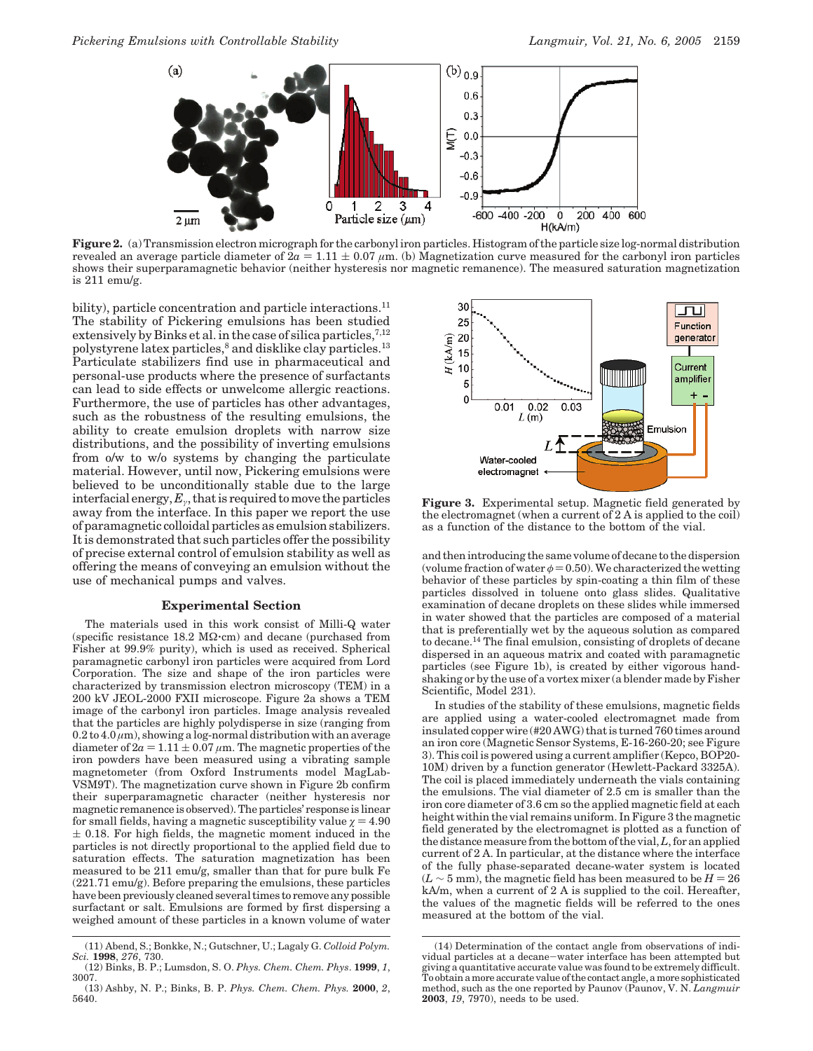**Figure 2.** (a) Transmission electron micrograph for the carbonyl iron particles. Histogram of the particle size log-normal distribution revealed an average particle diameter of $2a = 1.11 \pm 0.07$ $\mu$m. (b) Magnetization curve measured for the carbonyl iron particles shows their superparamagnetic behavior (neither hysteresis nor magnetic remanence). The measured saturation magnetization is 211 emu/g.

bility), particle concentration and particle interactions.[11] The stability of Pickering emulsions has been studied extensively by Binks et al. in the case of silica particles,[7,12] polystyrene latex particles,[8] and disklike clay particles.[13] Particulate stabilizers find use in pharmaceutical and personal-use products where the presence of surfactants can lead to side effects or unwelcome allergic reactions. Furthermore, the use of particles has other advantages, such as the robustness of the resulting emulsions, the ability to create emulsion droplets with narrow size distributions, and the possibility of inverting emulsions from o/w to w/o systems by changing the particulate material. However, until now, Pickering emulsions were believed to be unconditionally stable due to the large interfacial energy, $E_\gamma$, that is required to move the particles away from the interface. In this paper we report the use of paramagnetic colloidal particles as emulsion stabilizers. It is demonstrated that such particles offer the possibility of precise external control of emulsion stability as well as offering the means of conveying an emulsion without the use of mechanical pumps and valves.

## Experimental Section

The materials used in this work consist of Milli-Q water (specific resistance 18.2 MΩ·cm) and decane (purchased from Fisher at 99.9% purity), which is used as received. Spherical paramagnetic carbonyl iron particles were acquired from Lord Corporation. The size and shape of the iron particles were characterized by transmission electron microscopy (TEM) in a 200 kV JEOL-2000 FXII microscope. Figure 2a shows a TEM image of the carbonyl iron particles. Image analysis revealed that the particles are highly polydisperse in size (ranging from 0.2 to 4.0 $\mu$m), showing a log-normal distribution with an average diameter of $2a = 1.11 \pm 0.07$ $\mu$m. The magnetic properties of the iron powders have been measured using a vibrating sample magnetometer (from Oxford Instruments model MagLab-VSM9T). The magnetization curve shown in Figure 2b confirm their superparamagnetic character (neither hysteresis nor magnetic remanence is observed). The particles' response is linear for small fields, having a magnetic susceptibility value $\chi = 4.90 \pm 0.18$. For high fields, the magnetic moment induced in the particles is not directly proportional to the applied field due to saturation effects. The saturation magnetization has been measured to be 211 emu/g, smaller than that for pure bulk Fe (221.71 emu/g). Before preparing the emulsions, these particles have been previously cleaned several times to remove any possible surfactant or salt. Emulsions are formed by first dispersing a weighed amount of these particles in a known volume of water and then introducing the same volume of decane to the dispersion (volume fraction of water $\phi = 0.50$). We characterized the wetting behavior of these particles by spin-coating a thin film of these particles dissolved in toluene onto glass slides. Qualitative examination of decane droplets on these slides while immersed in water showed that the particles are composed of a material that is preferentially wet by the aqueous solution as compared to decane.[14] The final emulsion, consisting of droplets of decane dispersed in an aqueous matrix and coated with paramagnetic particles (see Figure 1b), is created by either vigorous hand-shaking or by the use of a vortex mixer (a blender made by Fisher Scientific, Model 231).

**Figure 3.** Experimental setup. Magnetic field generated by the electromagnet (when a current of 2 A is applied to the coil) as a function of the distance to the bottom of the vial.

In studies of the stability of these emulsions, magnetic fields are applied using a water-cooled electromagnet made from insulated copper wire (#20 AWG) that is turned 760 times around an iron core (Magnetic Sensor Systems, E-16-260-20; see Figure 3). This coil is powered using a current amplifier (Kepco, BOP20-10M) driven by a function generator (Hewlett-Packard 3325A). The coil is placed immediately underneath the vials containing the emulsions. The vial diameter of 2.5 cm is smaller than the iron core diameter of 3.6 cm so the applied magnetic field at each height within the vial remains uniform. In Figure 3 the magnetic field generated by the electromagnet is plotted as a function of the distance measure from the bottom of the vial, $L$, for an applied current of 2 A. In particular, at the distance where the interface of the fully phase-separated decane-water system is located ($L \sim 5$ mm), the magnetic field has been measured to be $H = 26$ kA/m, when a current of 2 A is supplied to the coil. Hereafter, the values of the magnetic fields will be referred to the ones measured at the bottom of the vial.

(11) Abend, S.; Bonkke, N.; Gutschner, U.; Lagaly G. *Colloid Polym. Sci.* **1998**, *276*, 730.

(12) Binks, B. P.; Lumsdon, S. O. *Phys. Chem. Chem. Phys*. **1999**, *1*, 3007.

(13) Ashby, N. P.; Binks, B. P. *Phys. Chem. Chem. Phys.* **2000**, *2*, 5640.

(14) Determination of the contact angle from observations of individual particles at a decane–water interface has been attempted but giving a quantitative accurate value was found to be extremely difficult. To obtain a more accurate value of the contact angle, a more sophisticated method, such as the one reported by Paunov (Paunov, V. N. *Langmuir* **2003**, *19*, 7970), needs to be used.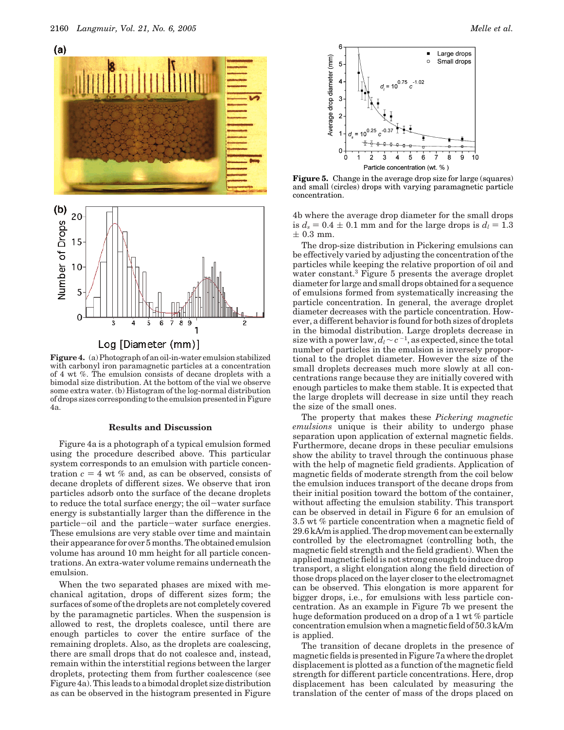**Figure 4.** (a) Photograph of an oil-in-water emulsion stabilized with carbonyl iron paramagnetic particles at a concentration of 4 wt %. The emulsion consists of decane droplets with a bimodal size distribution. At the bottom of the vial we observe some extra water. (b) Histogram of the log-normal distribution of drops sizes corresponding to the emulsion presented in Figure 4a.

## Results and Discussion

Figure 4a is a photograph of a typical emulsion formed using the procedure described above. This particular system corresponds to an emulsion with particle concentration $c = 4$ wt % and, as can be observed, consists of decane droplets of different sizes. We observe that iron particles adsorb onto the surface of the decane droplets to reduce the total surface energy; the oil−water surface energy is substantially larger than the difference in the particle−oil and the particle−water surface energies. These emulsions are very stable over time and maintain their appearance for over 5 months. The obtained emulsion volume has around 10 mm height for all particle concentrations. An extra-water volume remains underneath the emulsion.

When the two separated phases are mixed with mechanical agitation, drops of different sizes form; the surfaces of some of the droplets are not completely covered by the paramagnetic particles. When the suspension is allowed to rest, the droplets coalesce, until there are enough particles to cover the entire surface of the remaining droplets. Also, as the droplets are coalescing, there are small drops that do not coalesce and, instead, remain within the interstitial regions between the larger droplets, protecting them from further coalescence (see Figure 4a). This leads to a bimodal droplet size distribution as can be observed in the histogram presented in Figure 4b where the average drop diameter for the small drops is $d_s = 0.4 \pm 0.1$ mm and for the large drops is $d_l = 1.3 \pm 0.3$ mm.

**Figure 5.** Change in the average drop size for large (squares) and small (circles) drops with varying paramagnetic particle concentration.

The drop-size distribution in Pickering emulsions can be effectively varied by adjusting the concentration of the particles while keeping the relative proportion of oil and water constant.[3] Figure 5 presents the average droplet diameter for large and small drops obtained for a sequence of emulsions formed from systematically increasing the particle concentration. In general, the average droplet diameter decreases with the particle concentration. However, a different behavior is found for both sizes of droplets in the bimodal distribution. Large droplets decrease in size with a power law, $d_l \sim c^{-1}$, as expected, since the total number of particles in the emulsion is inversely proportional to the droplet diameter. However the size of the small droplets decreases much more slowly at all concentrations range because they are initially covered with enough particles to make them stable. It is expected that the large droplets will decrease in size until they reach the size of the small ones.

The property that makes these *Pickering magnetic emulsions* unique is their ability to undergo phase separation upon application of external magnetic fields. Furthermore, decane drops in these peculiar emulsions show the ability to travel through the continuous phase with the help of magnetic field gradients. Application of magnetic fields of moderate strength from the coil below the emulsion induces transport of the decane drops from their initial position toward the bottom of the container, without affecting the emulsion stability. This transport can be observed in detail in Figure 6 for an emulsion of 3.5 wt % particle concentration when a magnetic field of 29.6 kA/m is applied. The drop movement can be externally controlled by the electromagnet (controlling both, the magnetic field strength and the field gradient). When the applied magnetic field is not strong enough to induce drop transport, a slight elongation along the field direction of those drops placed on the layer closer to the electromagnet can be observed. This elongation is more apparent for bigger drops, i.e., for emulsions with less particle concentration. As an example in Figure 7b we present the huge deformation produced on a drop of a 1 wt % particle concentration emulsion when a magnetic field of 50.3 kA/m is applied.

The transition of decane droplets in the presence of magnetic fields is presented in Figure 7a where the droplet displacement is plotted as a function of the magnetic field strength for different particle concentrations. Here, drop displacement has been calculated by measuring the translation of the center of mass of the drops placed on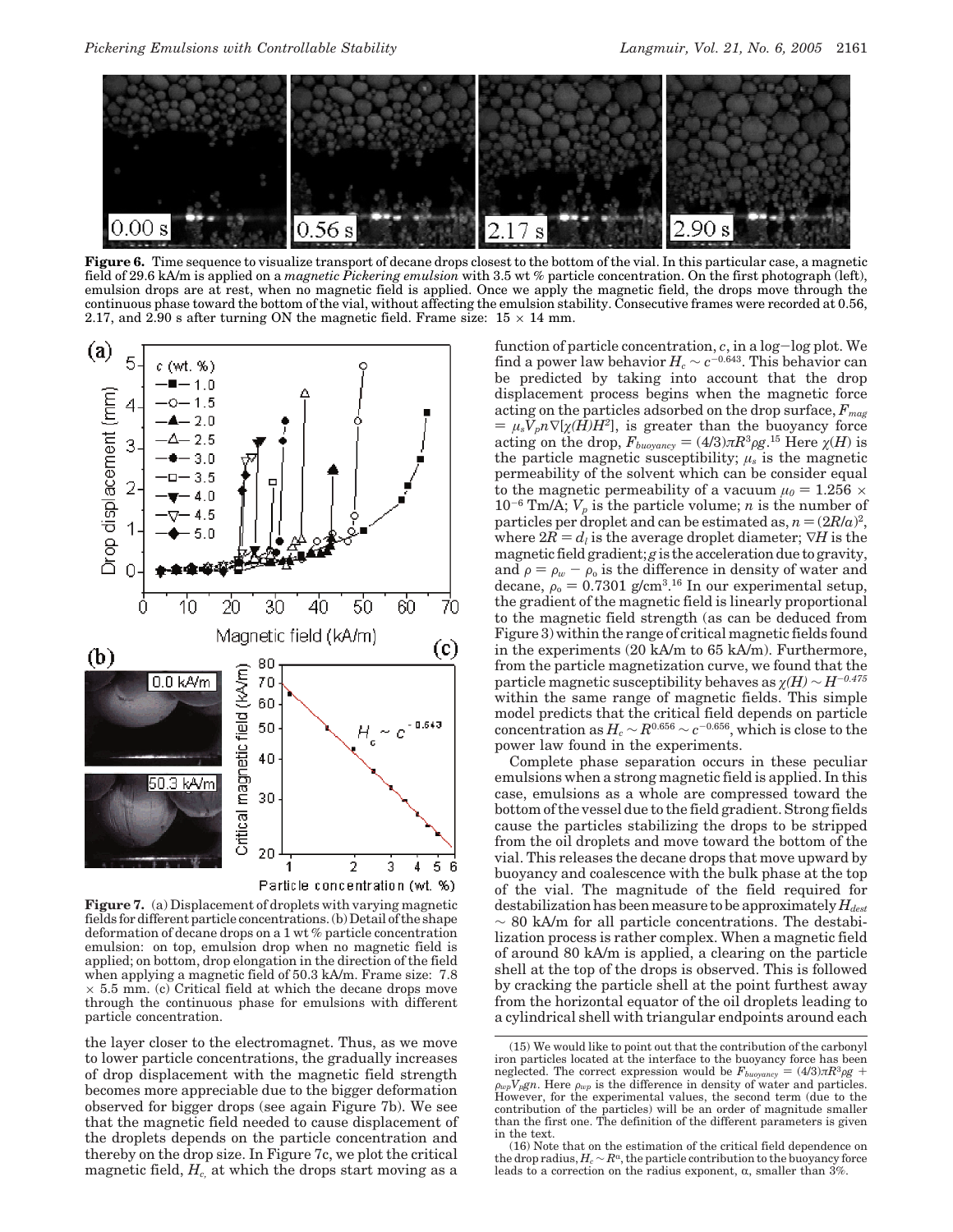**Figure 6.** Time sequence to visualize transport of decane drops closest to the bottom of the vial. In this particular case, a magnetic field of 29.6 kA/m is applied on a *magnetic Pickering emulsion* with 3.5 wt % particle concentration. On the first photograph (left), emulsion drops are at rest, when no magnetic field is applied. Once we apply the magnetic field, the drops move through the continuous phase toward the bottom of the vial, without affecting the emulsion stability. Consecutive frames were recorded at 0.56, 2.17, and 2.90 s after turning ON the magnetic field. Frame size: 15 × 14 mm.

**Figure 7.** (a) Displacement of droplets with varying magnetic fields for different particle concentrations. (b) Detail of the shape deformation of decane drops on a 1 wt % particle concentration emulsion: on top, emulsion drop when no magnetic field is applied; on bottom, drop elongation in the direction of the field when applying a magnetic field of 50.3 kA/m. Frame size: 7.8 × 5.5 mm. (c) Critical field at which the decane drops move through the continuous phase for emulsions with different particle concentration.

the layer closer to the electromagnet. Thus, as we move to lower particle concentrations, the gradually increases of drop displacement with the magnetic field strength becomes more appreciable due to the bigger deformation observed for bigger drops (see again Figure 7b). We see that the magnetic field needed to cause displacement of the droplets depends on the particle concentration and thereby on the drop size. In Figure 7c, we plot the critical magnetic field, $H_c$, at which the drops start moving as a function of particle concentration, $c$, in a log–log plot. We find a power law behavior $H_c \sim c^{-0.643}$. This behavior can be predicted by taking into account that the drop displacement process begins when the magnetic force acting on the particles adsorbed on the drop surface, $F_{mag} = \mu_s V_p n \nabla[\chi(H)H^2]$, is greater than the buoyancy force acting on the drop, $F_{buoyancy} = (4/3)\pi R^3 \rho g$.[15] Here $\chi(H)$ is the particle magnetic susceptibility; $\mu_s$ is the magnetic permeability of the solvent which can be consider equal to the magnetic permeability of a vacuum $\mu_0 = 1.256 \times 10^{-6}$ Tm/A; $V_p$ is the particle volume; $n$ is the number of particles per droplet and can be estimated as, $n = (2R/a)^2$, where $2R = d_l$ is the average droplet diameter; $\nabla H$ is the magnetic field gradient; $g$ is the acceleration due to gravity, and $\rho = \rho_w - \rho_o$ is the difference in density of water and decane, $\rho_o = 0.7301$ g/cm$^3$.[16] In our experimental setup, the gradient of the magnetic field is linearly proportional to the magnetic field strength (as can be deduced from Figure 3) within the range of critical magnetic fields found in the experiments (20 kA/m to 65 kA/m). Furthermore, from the particle magnetization curve, we found that the particle magnetic susceptibility behaves as $\chi(H) \sim H^{-0.475}$ within the same range of magnetic fields. This simple model predicts that the critical field depends on particle concentration as $H_c \sim R^{0.656} \sim c^{-0.656}$, which is close to the power law found in the experiments.

Complete phase separation occurs in these peculiar emulsions when a strong magnetic field is applied. In this case, emulsions as a whole are compressed toward the bottom of the vessel due to the field gradient. Strong fields cause the particles stabilizing the drops to be stripped from the oil droplets and move toward the bottom of the vial. This releases the decane drops that move upward by buoyancy and coalescence with the bulk phase at the top of the vial. The magnitude of the field required for destabilization has been measure to be approximately $H_{dest} \sim 80$ kA/m for all particle concentrations. The destabilization process is rather complex. When a magnetic field of around 80 kA/m is applied, a clearing on the particle shell at the top of the drops is observed. This is followed by cracking the particle shell at the point furthest away from the horizontal equator of the oil droplets leading to a cylindrical shell with triangular endpoints around each

(15) We would like to point out that the contribution of the carbonyl iron particles located at the interface to the buoyancy force has been neglected. The correct expression would be $F_{buoyancy} = (4/3)\pi R^3 \rho g + \rho_{wp} V_p g n$. Here $\rho_{wp}$ is the difference in density of water and particles. However, for the experimental values, the second term (due to the contribution of the particles) will be an order of magnitude smaller than the first one. The definition of the different parameters is given in the text.

(16) Note that on the estimation of the critical field dependence on the drop radius, $H_c \sim R^{\alpha}$, the particle contribution to the buoyancy force leads to a correction on the radius exponent, $\alpha$, smaller than 3%.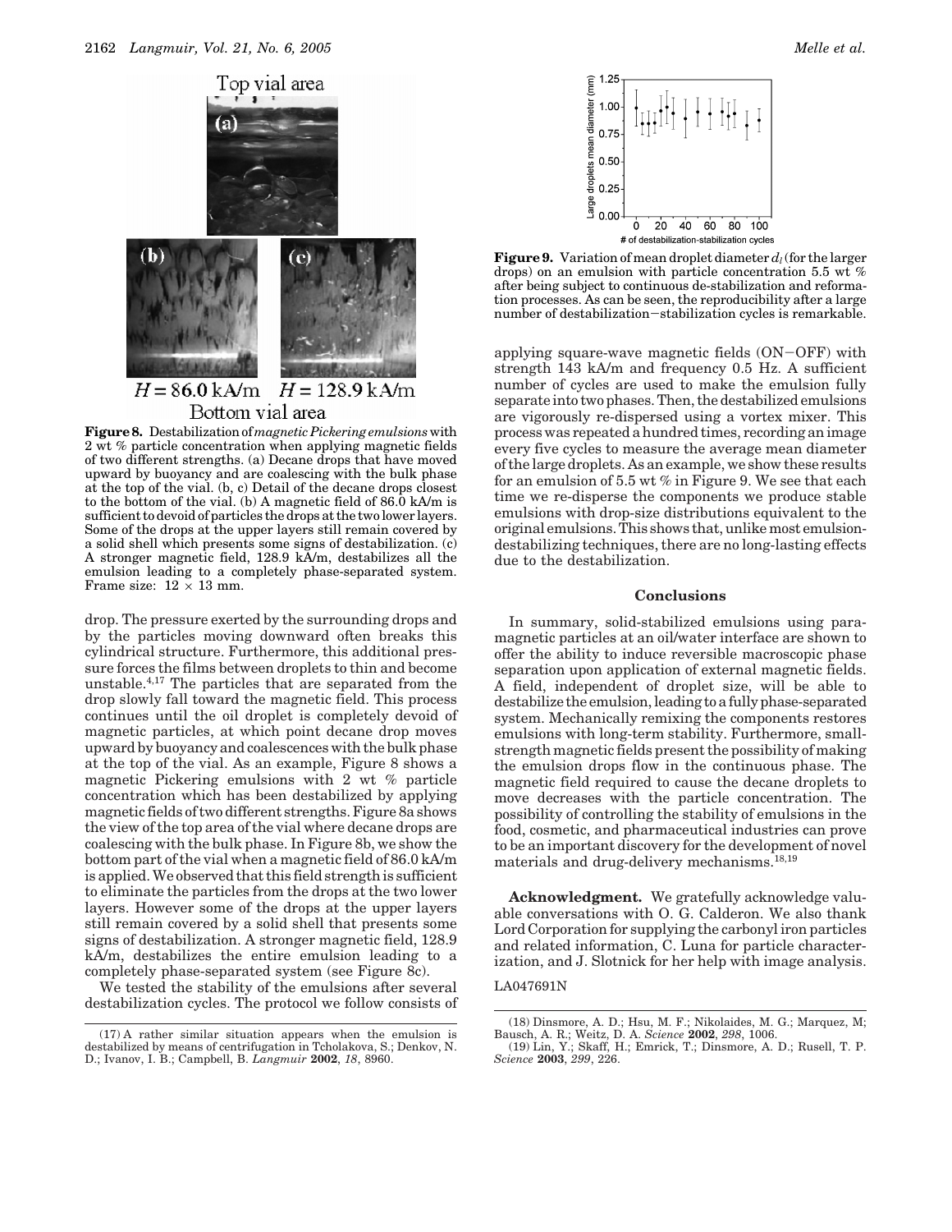Top vial area

(a)

(b) (c)

$H = 86.0$ kA/m $H = 128.9$ kA/m

Bottom vial area

**Figure 8.** Destabilization of *magnetic Pickering emulsions* with 2 wt % particle concentration when applying magnetic fields of two different strengths. (a) Decane drops that have moved upward by buoyancy and are coalescing with the bulk phase at the top of the vial. (b, c) Detail of the decane drops closest to the bottom of the vial. (b) A magnetic field of 86.0 kA/m is sufficient to devoid of particles the drops at the two lower layers. Some of the drops at the upper layers still remain covered by a solid shell which presents some signs of destabilization. (c) A stronger magnetic field, 128.9 kA/m, destabilizes all the emulsion leading to a completely phase-separated system. Frame size: 12 × 13 mm.

drop. The pressure exerted by the surrounding drops and by the particles moving downward often breaks this cylindrical structure. Furthermore, this additional pressure forces the films between droplets to thin and become unstable.[4,17] The particles that are separated from the drop slowly fall toward the magnetic field. This process continues until the oil droplet is completely devoid of magnetic particles, at which point decane drop moves upward by buoyancy and coalescences with the bulk phase at the top of the vial. As an example, Figure 8 shows a magnetic Pickering emulsions with 2 wt % particle concentration which has been destabilized by applying magnetic fields of two different strengths. Figure 8a shows the view of the top area of the vial where decane drops are coalescing with the bulk phase. In Figure 8b, we show the bottom part of the vial when a magnetic field of 86.0 kA/m is applied. We observed that this field strength is sufficient to eliminate the particles from the drops at the two lower layers. However some of the drops at the upper layers still remain covered by a solid shell that presents some signs of destabilization. A stronger magnetic field, 128.9 kA/m, destabilizes the entire emulsion leading to a completely phase-separated system (see Figure 8c).

We tested the stability of the emulsions after several destabilization cycles. The protocol we follow consists of applying square-wave magnetic fields (ON−OFF) with strength 143 kA/m and frequency 0.5 Hz. A sufficient number of cycles are used to make the emulsion fully separate into two phases. Then, the destabilized emulsions are vigorously re-dispersed using a vortex mixer. This process was repeated a hundred times, recording an image every five cycles to measure the average mean diameter of the large droplets. As an example, we show these results for an emulsion of 5.5 wt % in Figure 9. We see that each time we re-disperse the components we produce stable emulsions with drop-size distributions equivalent to the original emulsions. This shows that, unlike most emulsion-destabilizing techniques, there are no long-lasting effects due to the destabilization.

Large droplets mean diameter (mm)

1.25
1.00
0.75
0.50
0.25
0.00

0 20 40 60 80 100

# of destabilization-stabilization cycles

**Figure 9.** Variation of mean droplet diameter $d_l$ (for the larger drops) on an emulsion with particle concentration 5.5 wt % after being subject to continuous de-stabilization and reformation processes. As can be seen, the reproducibility after a large number of destabilization−stabilization cycles is remarkable.

## Conclusions

In summary, solid-stabilized emulsions using paramagnetic particles at an oil/water interface are shown to offer the ability to induce reversible macroscopic phase separation upon application of external magnetic fields. A field, independent of droplet size, will be able to destabilize the emulsion, leading to a fully phase-separated system. Mechanically remixing the components restores emulsions with long-term stability. Furthermore, small-strength magnetic fields present the possibility of making the emulsion drops flow in the continuous phase. The magnetic field required to cause the decane droplets to move decreases with the particle concentration. The possibility of controlling the stability of emulsions in the food, cosmetic, and pharmaceutical industries can prove to be an important discovery for the development of novel materials and drug-delivery mechanisms.[18,19]

**Acknowledgment.** We gratefully acknowledge valuable conversations with O. G. Calderon. We also thank Lord Corporation for supplying the carbonyl iron particles and related information, C. Luna for particle characterization, and J. Slotnick for her help with image analysis.

LA047691N

(17) A rather similar situation appears when the emulsion is destabilized by means of centrifugation in Tcholakova, S.; Denkov, N. D.; Ivanov, I. B.; Campbell, B. *Langmuir* **2002**, *18*, 8960.

(18) Dinsmore, A. D.; Hsu, M. F.; Nikolaides, M. G.; Marquez, M; Bausch, A. R.; Weitz, D. A. *Science* **2002**, *298*, 1006.

(19) Lin, Y.; Skaff, H.; Emrick, T.; Dinsmore, A. D.; Rusell, T. P. *Science* **2003**, *299*, 226.